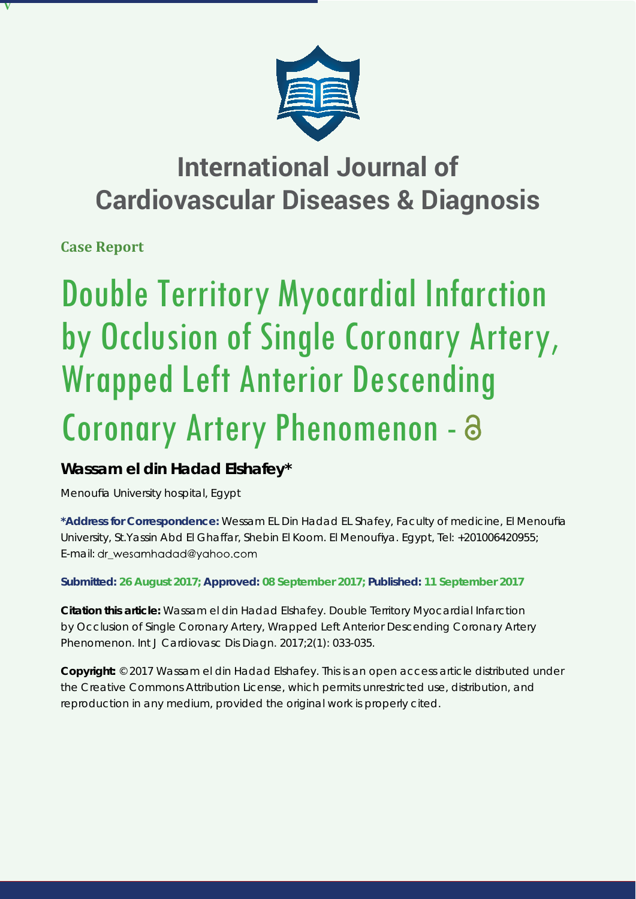# International Journal of Cardiovascular Diseases & Diagnosis

**Case Report**

# Double Territory Myocardial Infarction by Occlusion of Single Coronary Artery, Wrapped Left Anterior Descending Coronary Artery Phenomenon -

**Wassam el din Hadad Elshafey***

Menoufia University hospital, Egypt

**\*Address for Correspondence:** Wessam EL Din Hadad EL Shafey, Faculty of medicine, El Menoufia University, St.Yassin Abd El Ghaffar, Shebin El Koom. El Menoufiya. Egypt, Tel: +201006420955; E-mail: dr_wesamhadad@yahoo.com

**Submitted: 26 August 2017; Approved: 08 September 2017; Published: 11 September 2017**

**Citation this article:** Wassam el din Hadad Elshafey. Double Territory Myocardial Infarction by Occlusion of Single Coronary Artery, Wrapped Left Anterior Descending Coronary Artery Phenomenon. Int J Cardiovasc Dis Diagn. 2017;2(1): 033-035.

**Copyright:** © 2017 Wassam el din Hadad Elshafey. This is an open access article distributed under the Creative Commons Attribution License, which permits unrestricted use, distribution, and reproduction in any medium, provided the original work is properly cited.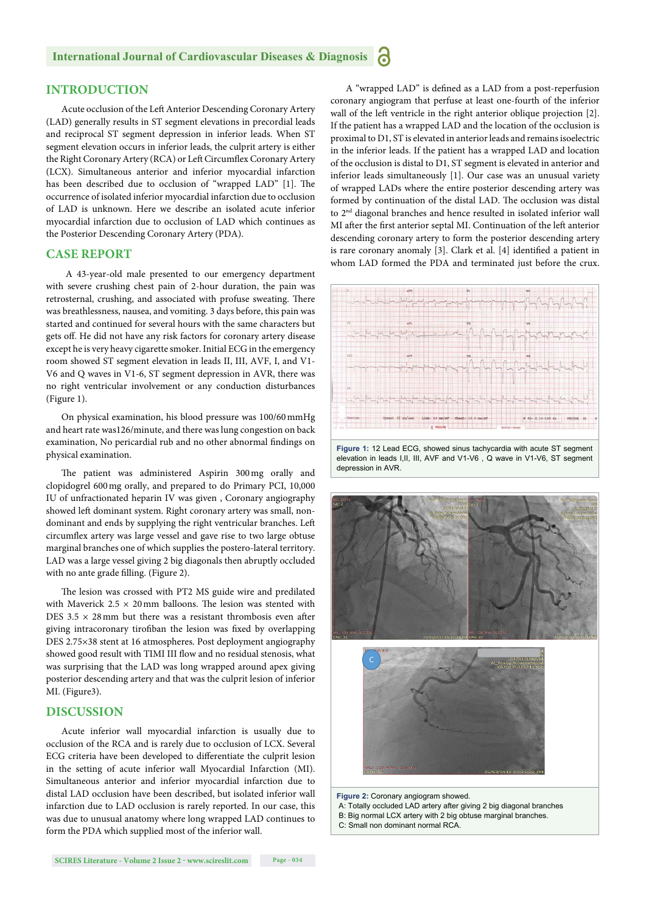## INTRODUCTION

Acute occlusion of the Left Anterior Descending Coronary Artery (LAD) generally results in ST segment elevations in precordial leads and reciprocal ST segment depression in inferior leads. When ST segment elevation occurs in inferior leads, the culprit artery is either the Right Coronary Artery (RCA) or Left Circumflex Coronary Artery (LCX). Simultaneous anterior and inferior myocardial infarction has been described due to occlusion of "wrapped LAD" [1]. The occurrence of isolated inferior myocardial infarction due to occlusion of LAD is unknown. Here we describe an isolated acute inferior myocardial infarction due to occlusion of LAD which continues as the Posterior Descending Coronary Artery (PDA).

## CASE REPORT

A 43-year-old male presented to our emergency department with severe crushing chest pain of 2-hour duration, the pain was retrosternal, crushing, and associated with profuse sweating. There was breathlessness, nausea, and vomiting. 3 days before, this pain was started and continued for several hours with the same characters but gets off. He did not have any risk factors for coronary artery disease except he is very heavy cigarette smoker. Initial ECG in the emergency room showed ST segment elevation in leads II, III, AVF, I, and V1-V6 and Q waves in V1-6, ST segment depression in AVR, there was no right ventricular involvement or any conduction disturbances (Figure 1).

On physical examination, his blood pressure was 100/60 mmHg and heart rate was126/minute, and there was lung congestion on back examination, No pericardial rub and no other abnormal findings on physical examination.

The patient was administered Aspirin 300 mg orally and clopidogrel 600 mg orally, and prepared to do Primary PCI, 10,000 IU of unfractionated heparin IV was given , Coronary angiography showed left dominant system. Right coronary artery was small, non-dominant and ends by supplying the right ventricular branches. Left circumflex artery was large vessel and gave rise to two large obtuse marginal branches one of which supplies the postero-lateral territory. LAD was a large vessel giving 2 big diagonals then abruptly occluded with no ante grade filling. (Figure 2).

The lesion was crossed with PT2 MS guide wire and predilated with Maverick 2.5 × 20 mm balloons. The lesion was stented with DES 3.5 × 28 mm but there was a resistant thrombosis even after giving intracoronary tirofiban the lesion was fixed by overlapping DES 2.75×38 stent at 16 atmospheres. Post deployment angiography showed good result with TIMI III flow and no residual stenosis, what was surprising that the LAD was long wrapped around apex giving posterior descending artery and that was the culprit lesion of inferior MI. (Figure3).

## DISCUSSION

Acute inferior wall myocardial infarction is usually due to occlusion of the RCA and is rarely due to occlusion of LCX. Several ECG criteria have been developed to differentiate the culprit lesion in the setting of acute inferior wall Myocardial Infarction (MI). Simultaneous anterior and inferior myocardial infarction due to distal LAD occlusion have been described, but isolated inferior wall infarction due to LAD occlusion is rarely reported. In our case, this was due to unusual anatomy where long wrapped LAD continues to form the PDA which supplied most of the inferior wall.

A "wrapped LAD" is defined as a LAD from a post-reperfusion coronary angiogram that perfuse at least one-fourth of the inferior wall of the left ventricle in the right anterior oblique projection [2]. If the patient has a wrapped LAD and the location of the occlusion is proximal to D1, ST is elevated in anterior leads and remains isoelectric in the inferior leads. If the patient has a wrapped LAD and location of the occlusion is distal to D1, ST segment is elevated in anterior and inferior leads simultaneously [1]. Our case was an unusual variety of wrapped LADs where the entire posterior descending artery was formed by continuation of the distal LAD. The occlusion was distal to 2nd diagonal branches and hence resulted in isolated inferior wall MI after the first anterior septal MI. Continuation of the left anterior descending coronary artery to form the posterior descending artery is rare coronary anomaly [3]. Clark et al. [4] identified a patient in whom LAD formed the PDA and terminated just before the crux.

**Figure 1:** 12 Lead ECG, showed sinus tachycardia with acute ST segment elevation in leads I,II, III, AVF and V1-V6 , Q wave in V1-V6, ST segment depression in AVR.

**Figure 2:** Coronary angiogram showed.
A: Totally occluded LAD artery after giving 2 big diagonal branches
B: Big normal LCX artery with 2 big obtuse marginal branches.
C: Small non dominant normal RCA.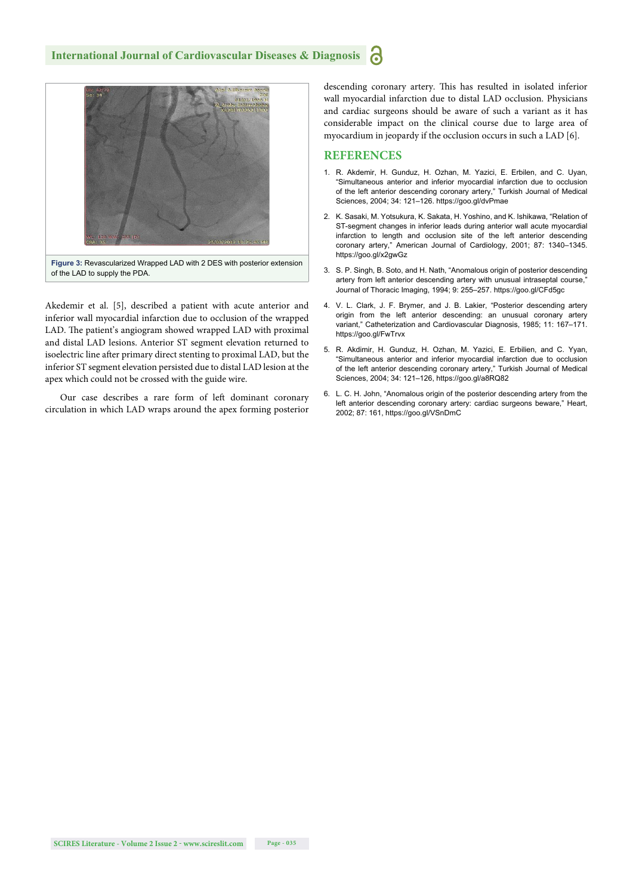Figure 3: Revascularized Wrapped LAD with 2 DES with posterior extension of the LAD to supply the PDA.

Akedemir et al. [5], described a patient with acute anterior and inferior wall myocardial infarction due to occlusion of the wrapped LAD. The patient's angiogram showed wrapped LAD with proximal and distal LAD lesions. Anterior ST segment elevation returned to isoelectric line after primary direct stenting to proximal LAD, but the inferior ST segment elevation persisted due to distal LAD lesion at the apex which could not be crossed with the guide wire.

Our case describes a rare form of left dominant coronary circulation in which LAD wraps around the apex forming posterior descending coronary artery. This has resulted in isolated inferior wall myocardial infarction due to distal LAD occlusion. Physicians and cardiac surgeons should be aware of such a variant as it has considerable impact on the clinical course due to large area of myocardium in jeopardy if the occlusion occurs in such a LAD [6].

## REFERENCES

1. R. Akdemir, H. Gunduz, H. Ozhan, M. Yazici, E. Erbilen, and C. Uyan, "Simultaneous anterior and inferior myocardial infarction due to occlusion of the left anterior descending coronary artery," Turkish Journal of Medical Sciences, 2004; 34: 121–126. https://goo.gl/dvPmae
2. K. Sasaki, M. Yotsukura, K. Sakata, H. Yoshino, and K. Ishikawa, "Relation of ST-segment changes in inferior leads during anterior wall acute myocardial infarction to length and occlusion site of the left anterior descending coronary artery," American Journal of Cardiology, 2001; 87: 1340–1345. https://goo.gl/x2gwGz
3. S. P. Singh, B. Soto, and H. Nath, "Anomalous origin of posterior descending artery from left anterior descending artery with unusual intraseptal course," Journal of Thoracic Imaging, 1994; 9: 255–257. https://goo.gl/CFd5gc
4. V. L. Clark, J. F. Brymer, and J. B. Lakier, "Posterior descending artery origin from the left anterior descending: an unusual coronary artery variant," Catheterization and Cardiovascular Diagnosis, 1985; 11: 167–171. https://goo.gl/FwTrvx
5. R. Akdimir, H. Gunduz, H. Ozhan, M. Yazici, E. Erbilien, and C. Yyan, "Simultaneous anterior and inferior myocardial infarction due to occlusion of the left anterior descending coronary artery," Turkish Journal of Medical Sciences, 2004; 34: 121–126, https://goo.gl/a8RQ82
6. L. C. H. John, "Anomalous origin of the posterior descending artery from the left anterior descending coronary artery: cardiac surgeons beware," Heart, 2002; 87: 161, https://goo.gl/VSnDmC